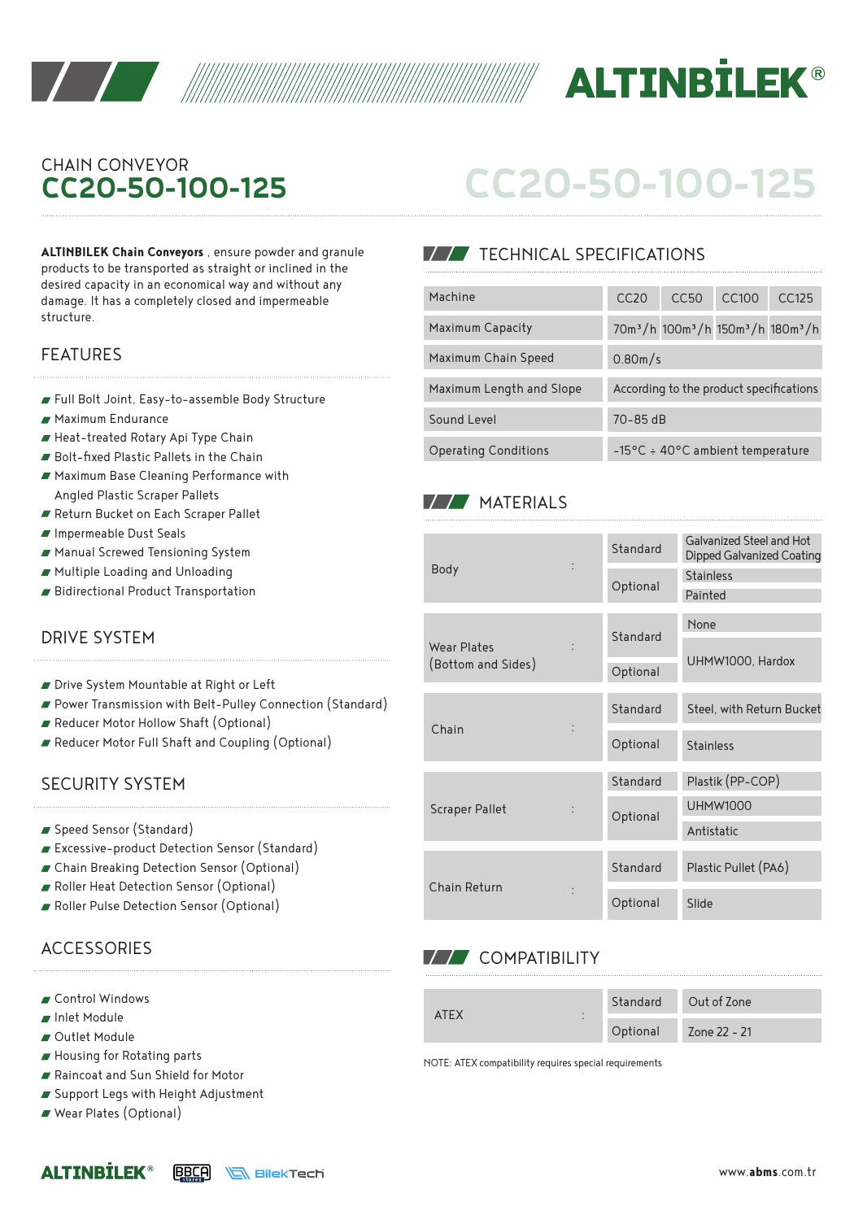CHAIN CONVEYOR

# CC20-50-100-125

**ALTINBILEK Chain Conveyors** , ensure powder and granule products to be transported as straight or inclined in the desired capacity in an economical way and without any damage. It has a completely closed and impermeable structure.

## FEATURES

- Full Bolt Joint, Easy-to-assemble Body Structure
- Maximum Endurance
- Heat-treated Rotary Api Type Chain
- Bolt-fixed Plastic Pallets in the Chain
- Maximum Base Cleaning Performance with Angled Plastic Scraper Pallets
- Return Bucket on Each Scraper Pallet
- Impermeable Dust Seals
- Manual Screwed Tensioning System
- Multiple Loading and Unloading
- Bidirectional Product Transportation

## DRIVE SYSTEM

- Drive System Mountable at Right or Left
- Power Transmission with Belt-Pulley Connection (Standard)
- Reducer Motor Hollow Shaft (Optional)
- Reducer Motor Full Shaft and Coupling (Optional)

## SECURITY SYSTEM

- Speed Sensor (Standard)
- Excessive-product Detection Sensor (Standard)
- Chain Breaking Detection Sensor (Optional)
- Roller Heat Detection Sensor (Optional)
- Roller Pulse Detection Sensor (Optional)

## ACCESSORIES

- Control Windows
- Inlet Module
- Outlet Module
- Housing for Rotating parts
- Raincoat and Sun Shield for Motor
- Support Legs with Height Adjustment
- Wear Plates (Optional)

## TECHNICAL SPECIFICATIONS

| Machine | CC20 | CC50 | CC100 | CC125 |
|---|---|---|---|---|
| Maximum Capacity | 70m³/h | 100m³/h | 150m³/h | 180m³/h |
| Maximum Chain Speed | 0.80m/s | | | |
| Maximum Length and Slope | According to the product specifications | | | |
| Sound Level | 70-85 dB | | | |
| Operating Conditions | -15°C ÷ 40°C ambient temperature | | | |

## MATERIALS

| | | |
|---|---|---|
| Body : | Standard | Galvanized Steel and Hot Dipped Galvanized Coating |
| | Optional | Stainless |
| | | Painted |
| Wear Plates (Bottom and Sides) : | Standard | None |
| | Optional | UHMW1000, Hardox |
| Chain : | Standard | Steel, with Return Bucket |
| | Optional | Stainless |
| Scraper Pallet : | Standard | Plastik (PP-COP) |
| | Optional | UHMW1000 |
| | | Antistatic |
| Chain Return : | Standard | Plastic Pullet (PA6) |
| | Optional | Slide |

## COMPATIBILITY

| | | |
|---|---|---|
| ATEX : | Standard | Out of Zone |
| | Optional | Zone 22 - 21 |

NOTE: ATEX compatibility requires special requirements

www.abms.com.tr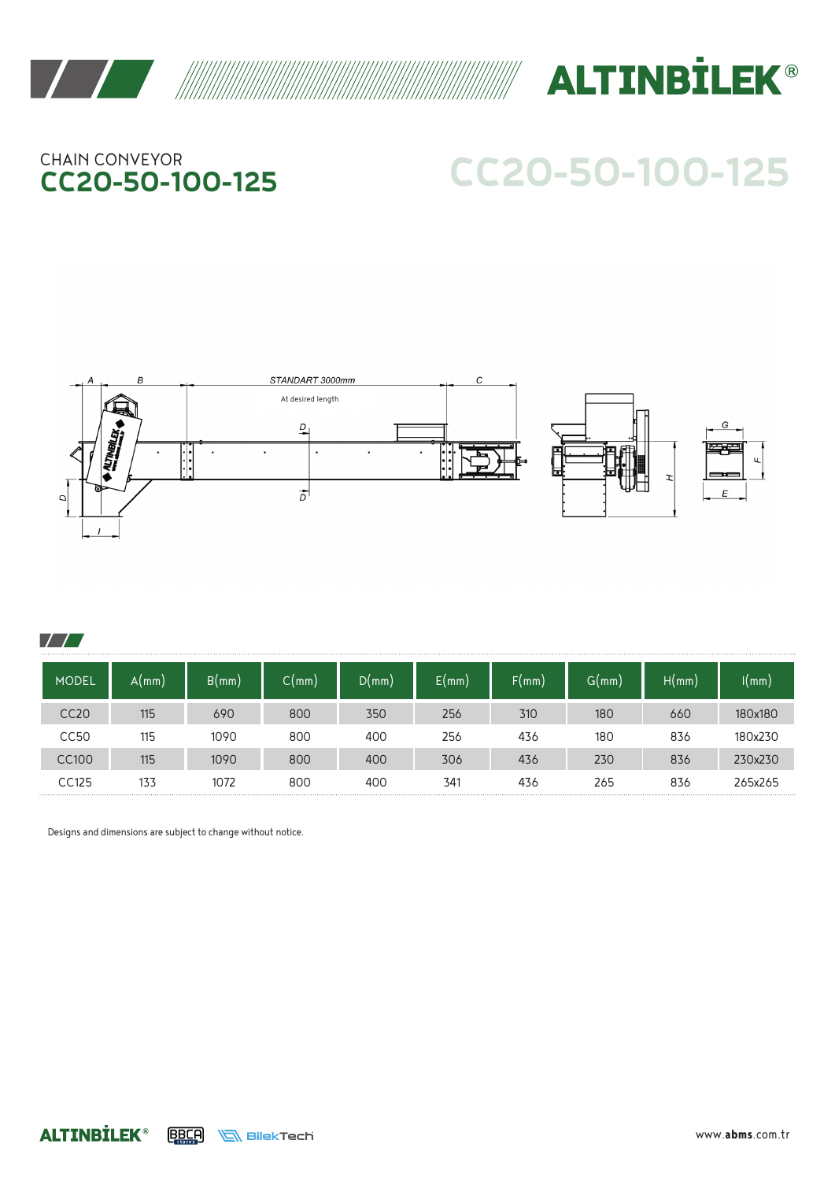CHAIN CONVEYOR

# CC20-50-100-125

CC20-50-100-125

A
B
STANDART 3000mm
C
At desired length
D
D
D
I
H
G
F
E

| MODEL | A(mm) | B(mm) | C(mm) | D(mm) | E(mm) | F(mm) | G(mm) | H(mm) | I(mm) |
|---|---|---|---|---|---|---|---|---|---|
| CC20 | 115 | 690 | 800 | 350 | 256 | 310 | 180 | 660 | 180x180 |
| CC50 | 115 | 1090 | 800 | 400 | 256 | 436 | 180 | 836 | 180x230 |
| CC100 | 115 | 1090 | 800 | 400 | 306 | 436 | 230 | 836 | 230x230 |
| CC125 | 133 | 1072 | 800 | 400 | 341 | 436 | 265 | 836 | 265x265 |

Designs and dimensions are subject to change without notice.